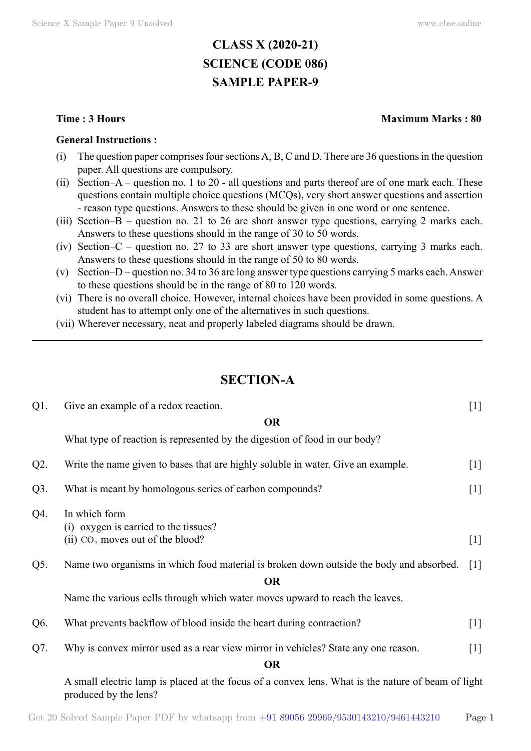# CLASS X (2020-21)
# SCIENCE (CODE 086)
# SAMPLE PAPER-9

**Time : 3 Hours** **Maximum Marks : 80**

**General Instructions :**

(i) The question paper comprises four sections A, B, C and D. There are 36 questions in the question paper. All questions are compulsory.

(ii) Section–A – question no. 1 to 20 - all questions and parts thereof are of one mark each. These questions contain multiple choice questions (MCQs), very short answer questions and assertion - reason type questions. Answers to these should be given in one word or one sentence.

(iii) Section–B – question no. 21 to 26 are short answer type questions, carrying 2 marks each. Answers to these questions should in the range of 30 to 50 words.

(iv) Section–C – question no. 27 to 33 are short answer type questions, carrying 3 marks each. Answers to these questions should in the range of 50 to 80 words.

(v) Section–D – question no. 34 to 36 are long answer type questions carrying 5 marks each. Answer to these questions should be in the range of 80 to 120 words.

(vi) There is no overall choice. However, internal choices have been provided in some questions. A student has to attempt only one of the alternatives in such questions.

(vii) Wherever necessary, neat and properly labeled diagrams should be drawn.

---

## SECTION-A

Q1. Give an example of a redox reaction. [1]

**OR**

What type of reaction is represented by the digestion of food in our body?

Q2. Write the name given to bases that are highly soluble in water. Give an example. [1]

Q3. What is meant by homologous series of carbon compounds? [1]

Q4. In which form
(i) oxygen is carried to the tissues?
(ii) $CO_2$ moves out of the blood? [1]

Q5. Name two organisms in which food material is broken down outside the body and absorbed. [1]

**OR**

Name the various cells through which water moves upward to reach the leaves.

Q6. What prevents backflow of blood inside the heart during contraction? [1]

Q7. Why is convex mirror used as a rear view mirror in vehicles? State any one reason. [1]

**OR**

A small electric lamp is placed at the focus of a convex lens. What is the nature of beam of light produced by the lens?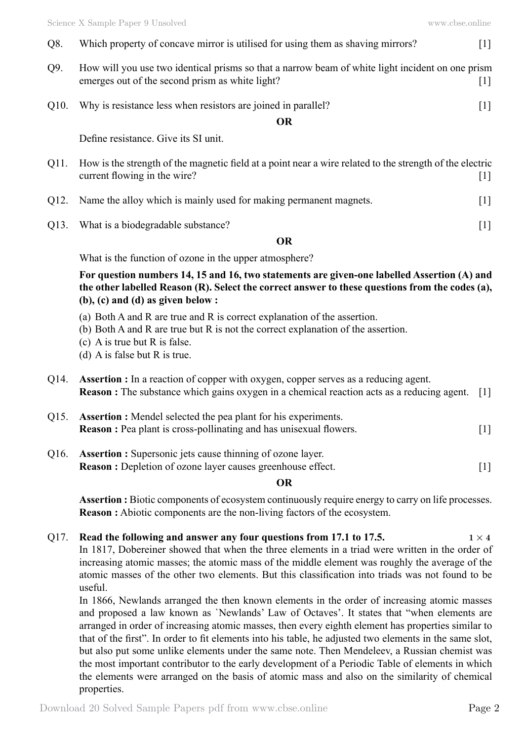Q8. Which property of concave mirror is utilised for using them as shaving mirrors? [1]

Q9. How will you use two identical prisms so that a narrow beam of white light incident on one prism emerges out of the second prism as white light? [1]

Q10. Why is resistance less when resistors are joined in parallel? [1]

**OR**

Define resistance. Give its SI unit.

Q11. How is the strength of the magnetic field at a point near a wire related to the strength of the electric current flowing in the wire? [1]

Q12. Name the alloy which is mainly used for making permanent magnets. [1]

Q13. What is a biodegradable substance? [1]

**OR**

What is the function of ozone in the upper atmosphere?

**For question numbers 14, 15 and 16, two statements are given-one labelled Assertion (A) and the other labelled Reason (R). Select the correct answer to these questions from the codes (a), (b), (c) and (d) as given below :**

(a) Both A and R are true and R is correct explanation of the assertion.
(b) Both A and R are true but R is not the correct explanation of the assertion.
(c) A is true but R is false.
(d) A is false but R is true.

Q14. **Assertion :** In a reaction of copper with oxygen, copper serves as a reducing agent.
**Reason :** The substance which gains oxygen in a chemical reaction acts as a reducing agent. [1]

Q15. **Assertion :** Mendel selected the pea plant for his experiments.
**Reason :** Pea plant is cross-pollinating and has unisexual flowers. [1]

Q16. **Assertion :** Supersonic jets cause thinning of ozone layer.
**Reason :** Depletion of ozone layer causes greenhouse effect. [1]

**OR**

**Assertion :** Biotic components of ecosystem continuously require energy to carry on life processes.
**Reason :** Abiotic components are the non-living factors of the ecosystem.

Q17. **Read the following and answer any four questions from 17.1 to 17.5.** **$1 \times 4$**

In 1817, Dobereiner showed that when the three elements in a triad were written in the order of increasing atomic masses; the atomic mass of the middle element was roughly the average of the atomic masses of the other two elements. But this classification into triads was not found to be useful.

In 1866, Newlands arranged the then known elements in the order of increasing atomic masses and proposed a law known as `Newlands' Law of Octaves'. It states that "when elements are arranged in order of increasing atomic masses, then every eighth element has properties similar to that of the first". In order to fit elements into his table, he adjusted two elements in the same slot, but also put some unlike elements under the same note. Then Mendeleev, a Russian chemist was the most important contributor to the early development of a Periodic Table of elements in which the elements were arranged on the basis of atomic mass and also on the similarity of chemical properties.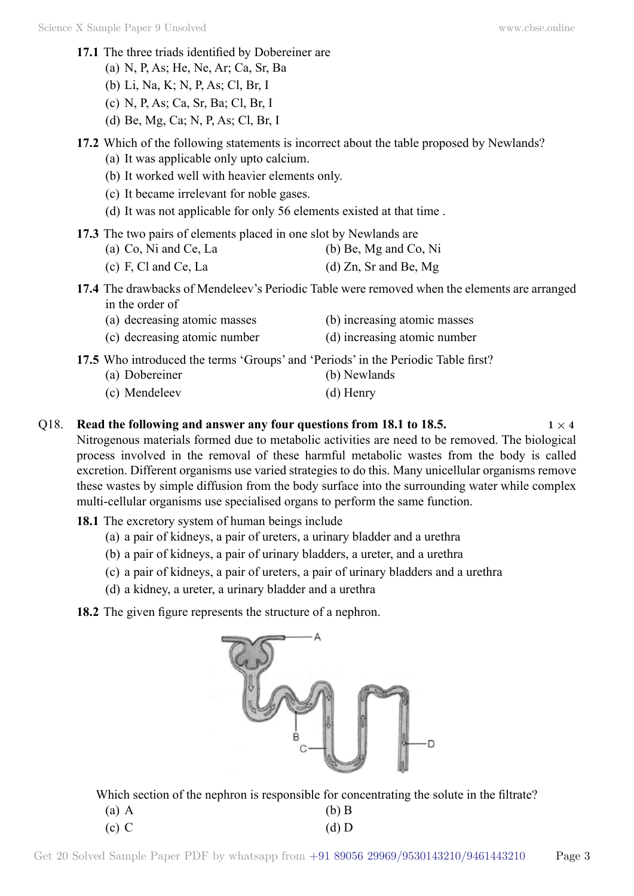**17.1** The three triads identified by Dobereiner are

(a) N, P, As; He, Ne, Ar; Ca, Sr, Ba
(b) Li, Na, K; N, P, As; Cl, Br, I
(c) N, P, As; Ca, Sr, Ba; Cl, Br, I
(d) Be, Mg, Ca; N, P, As; Cl, Br, I

**17.2** Which of the following statements is incorrect about the table proposed by Newlands?

(a) It was applicable only upto calcium.
(b) It worked well with heavier elements only.
(c) It became irrelevant for noble gases.
(d) It was not applicable for only 56 elements existed at that time .

**17.3** The two pairs of elements placed in one slot by Newlands are

(a) Co, Ni and Ce, La
(b) Be, Mg and Co, Ni
(c) F, Cl and Ce, La
(d) Zn, Sr and Be, Mg

**17.4** The drawbacks of Mendeleev's Periodic Table were removed when the elements are arranged in the order of

(a) decreasing atomic masses
(b) increasing atomic masses
(c) decreasing atomic number
(d) increasing atomic number

**17.5** Who introduced the terms 'Groups' and 'Periods' in the Periodic Table first?

(a) Dobereiner
(b) Newlands
(c) Mendeleev
(d) Henry

Q18. **Read the following and answer any four questions from 18.1 to 18.5.** **1 × 4**

Nitrogenous materials formed due to metabolic activities are need to be removed. The biological process involved in the removal of these harmful metabolic wastes from the body is called excretion. Different organisms use varied strategies to do this. Many unicellular organisms remove these wastes by simple diffusion from the body surface into the surrounding water while complex multi-cellular organisms use specialised organs to perform the same function.

**18.1** The excretory system of human beings include

(a) a pair of kidneys, a pair of ureters, a urinary bladder and a urethra
(b) a pair of kidneys, a pair of urinary bladders, a ureter, and a urethra
(c) a pair of kidneys, a pair of ureters, a pair of urinary bladders and a urethra
(d) a kidney, a ureter, a urinary bladder and a urethra

**18.2** The given figure represents the structure of a nephron.

Which section of the nephron is responsible for concentrating the solute in the filtrate?

(a) A
(b) B
(c) C
(d) D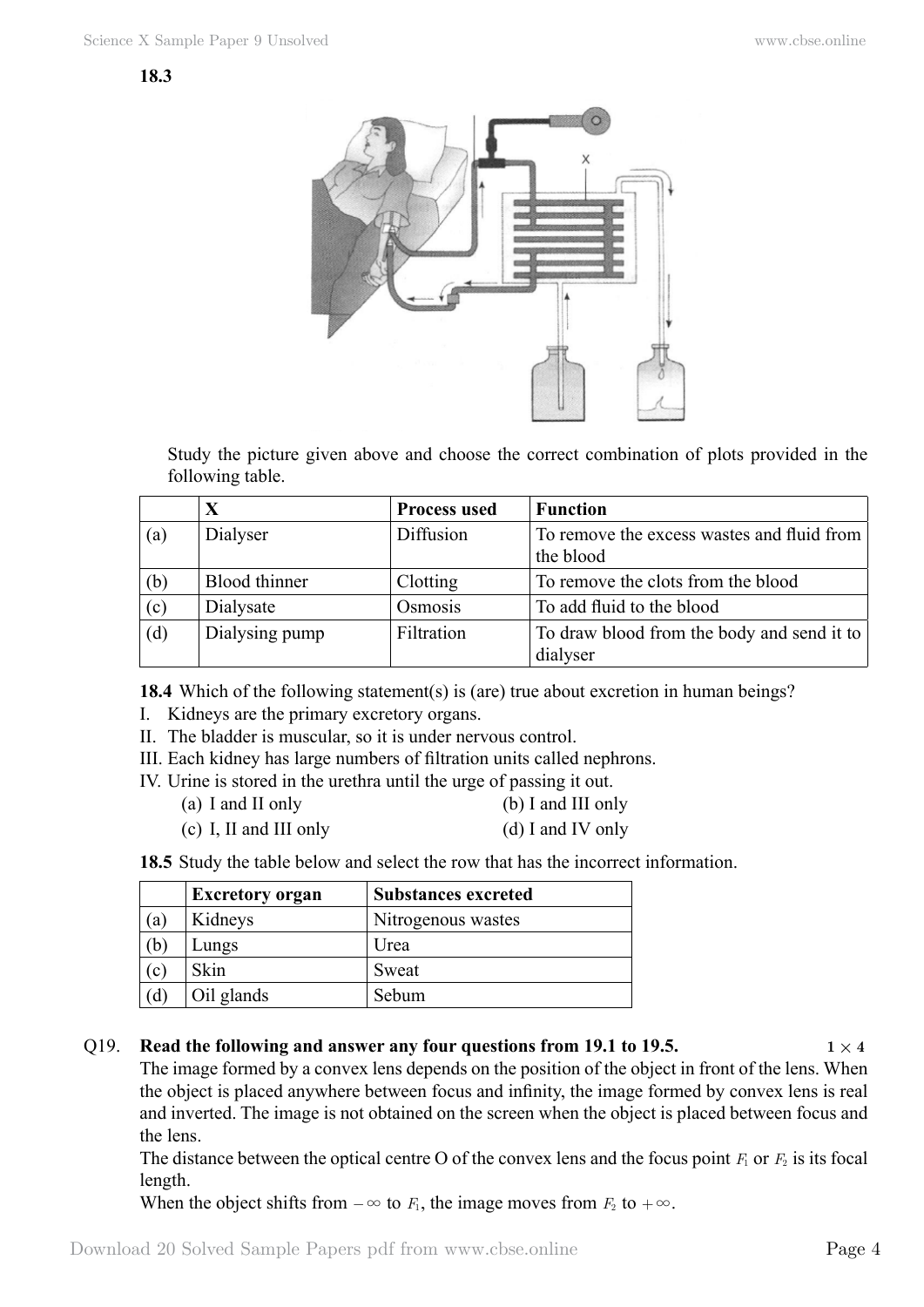**18.3**

Study the picture given above and choose the correct combination of plots provided in the following table.

| | X | Process used | Function |
|---|---|---|---|
| (a) | Dialyser | Diffusion | To remove the excess wastes and fluid from the blood |
| (b) | Blood thinner | Clotting | To remove the clots from the blood |
| (c) | Dialysate | Osmosis | To add fluid to the blood |
| (d) | Dialysing pump | Filtration | To draw blood from the body and send it to dialyser |

**18.4** Which of the following statement(s) is (are) true about excretion in human beings?

I. Kidneys are the primary excretory organs.

II. The bladder is muscular, so it is under nervous control.

III. Each kidney has large numbers of filtration units called nephrons.

IV. Urine is stored in the urethra until the urge of passing it out.

(a) I and II only
(b) I and III only
(c) I, II and III only
(d) I and IV only

**18.5** Study the table below and select the row that has the incorrect information.

| | Excretory organ | Substances excreted |
|---|---|---|
| (a) | Kidneys | Nitrogenous wastes |
| (b) | Lungs | Urea |
| (c) | Skin | Sweat |
| (d) | Oil glands | Sebum |

Q19. **Read the following and answer any four questions from 19.1 to 19.5.** **$1 \times 4$**

The image formed by a convex lens depends on the position of the object in front of the lens. When the object is placed anywhere between focus and infinity, the image formed by convex lens is real and inverted. The image is not obtained on the screen when the object is placed between focus and the lens.

The distance between the optical centre O of the convex lens and the focus point $F_1$ or $F_2$ is its focal length.

When the object shifts from $-\infty$ to $F_1$, the image moves from $F_2$ to $+\infty$.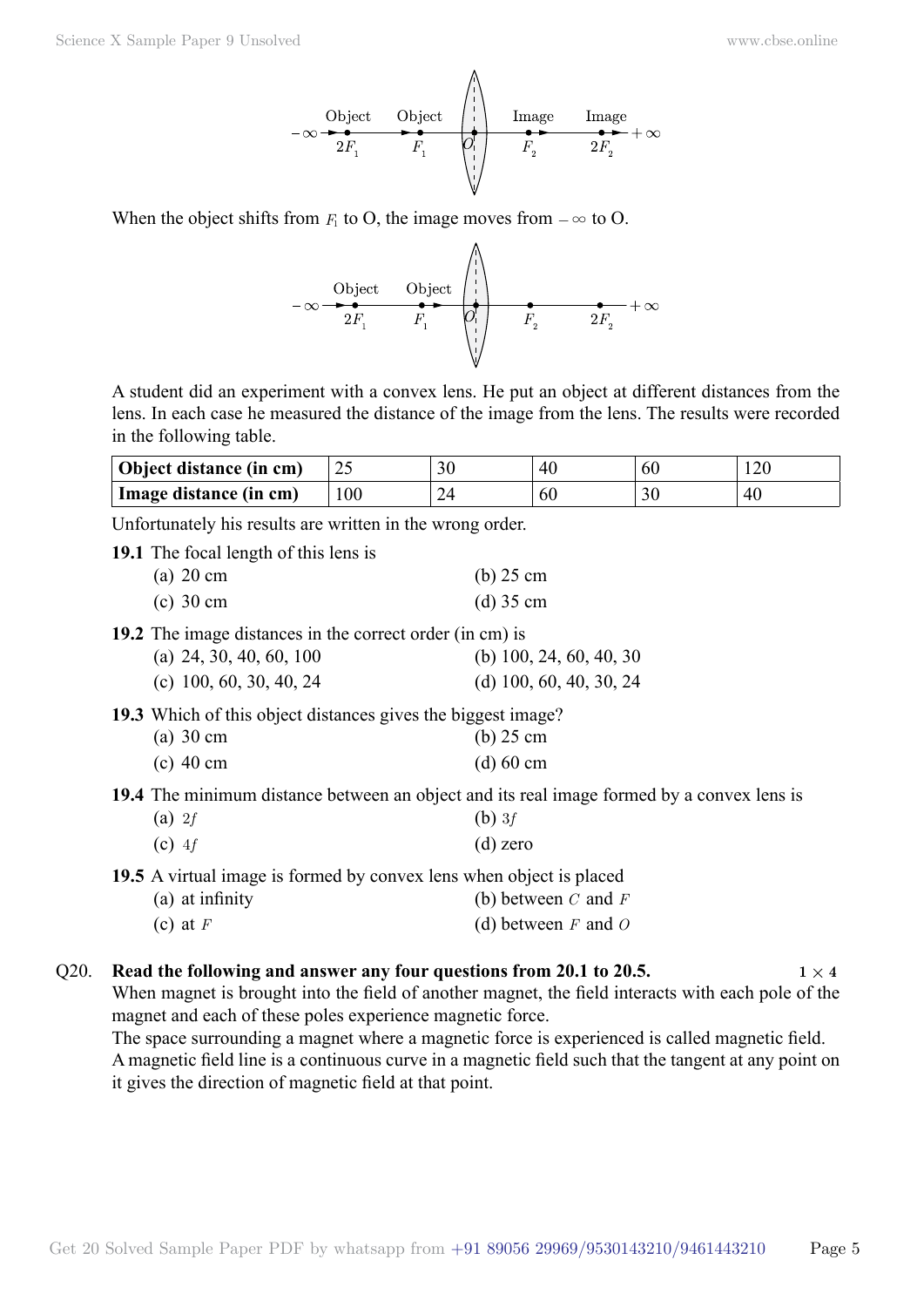When the object shifts from $F_1$ to O, the image moves from $-\infty$ to O.

A student did an experiment with a convex lens. He put an object at different distances from the lens. In each case he measured the distance of the image from the lens. The results were recorded in the following table.

| Object distance (in cm) | 25 | 30 | 40 | 60 | 120 |
|---|---|---|---|---|---|
| Image distance (in cm) | 100 | 24 | 60 | 30 | 40 |

Unfortunately his results are written in the wrong order.

**19.1** The focal length of this lens is

(a) 20 cm
(b) 25 cm
(c) 30 cm
(d) 35 cm

**19.2** The image distances in the correct order (in cm) is

(a) 24, 30, 40, 60, 100
(b) 100, 24, 60, 40, 30
(c) 100, 60, 30, 40, 24
(d) 100, 60, 40, 30, 24

**19.3** Which of this object distances gives the biggest image?

(a) 30 cm
(b) 25 cm
(c) 40 cm
(d) 60 cm

**19.4** The minimum distance between an object and its real image formed by a convex lens is

(a) $2f$
(b) $3f$
(c) $4f$
(d) zero

**19.5** A virtual image is formed by convex lens when object is placed

(a) at infinity
(b) between $C$ and $F$
(c) at $F$
(d) between $F$ and $O$

Q20. **Read the following and answer any four questions from 20.1 to 20.5.** $1 \times 4$

When magnet is brought into the field of another magnet, the field interacts with each pole of the magnet and each of these poles experience magnetic force.

The space surrounding a magnet where a magnetic force is experienced is called magnetic field.

A magnetic field line is a continuous curve in a magnetic field such that the tangent at any point on it gives the direction of magnetic field at that point.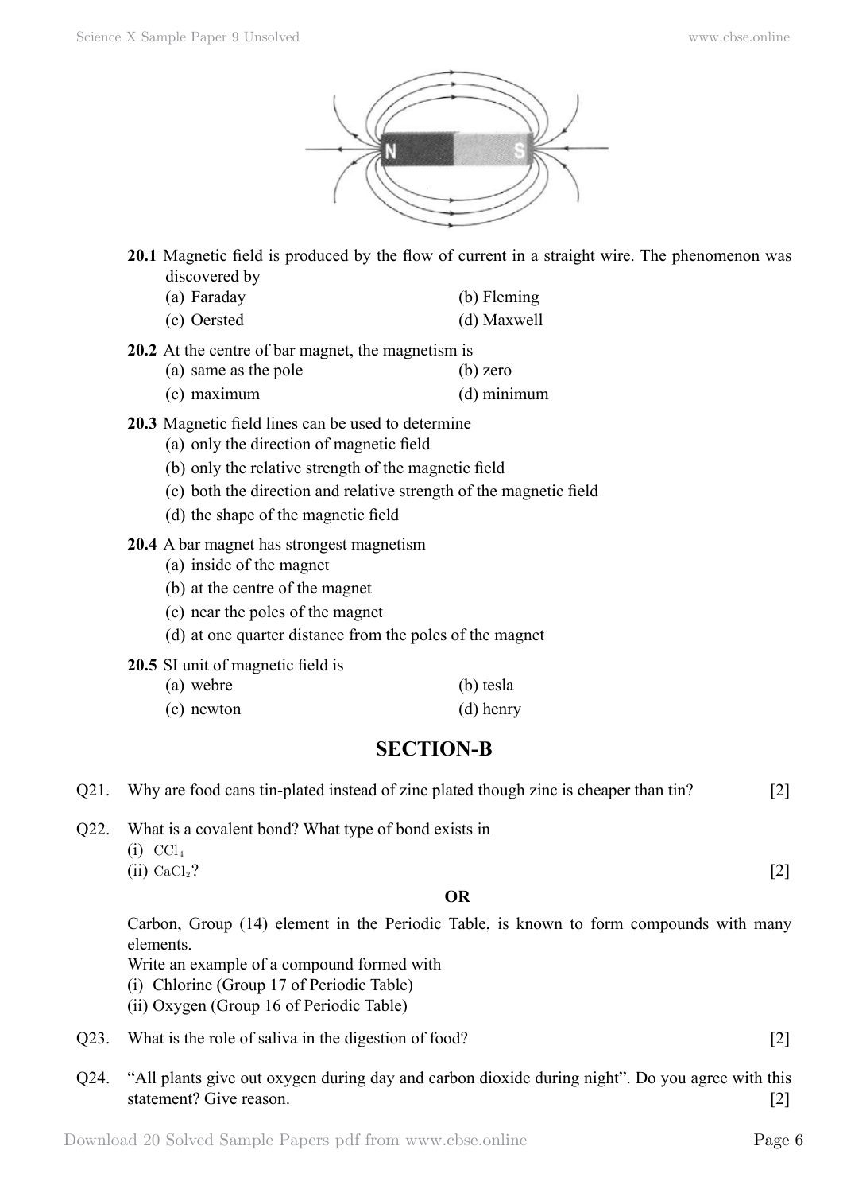**20.1** Magnetic field is produced by the flow of current in a straight wire. The phenomenon was discovered by

(a) Faraday (b) Fleming

(c) Oersted (d) Maxwell

**20.2** At the centre of bar magnet, the magnetism is

(a) same as the pole (b) zero

(c) maximum (d) minimum

**20.3** Magnetic field lines can be used to determine

(a) only the direction of magnetic field

(b) only the relative strength of the magnetic field

(c) both the direction and relative strength of the magnetic field

(d) the shape of the magnetic field

**20.4** A bar magnet has strongest magnetism

(a) inside of the magnet

(b) at the centre of the magnet

(c) near the poles of the magnet

(d) at one quarter distance from the poles of the magnet

**20.5** SI unit of magnetic field is

(a) webre (b) tesla

(c) newton (d) henry

## SECTION-B

Q21. Why are food cans tin-plated instead of zinc plated though zinc is cheaper than tin? [2]

Q22. What is a covalent bond? What type of bond exists in

(i) $CCl_4$

(ii) $CaCl_2$? [2]

**OR**

Carbon, Group (14) element in the Periodic Table, is known to form compounds with many elements.

Write an example of a compound formed with

(i) Chlorine (Group 17 of Periodic Table)

(ii) Oxygen (Group 16 of Periodic Table)

Q23. What is the role of saliva in the digestion of food? [2]

Q24. "All plants give out oxygen during day and carbon dioxide during night". Do you agree with this statement? Give reason. [2]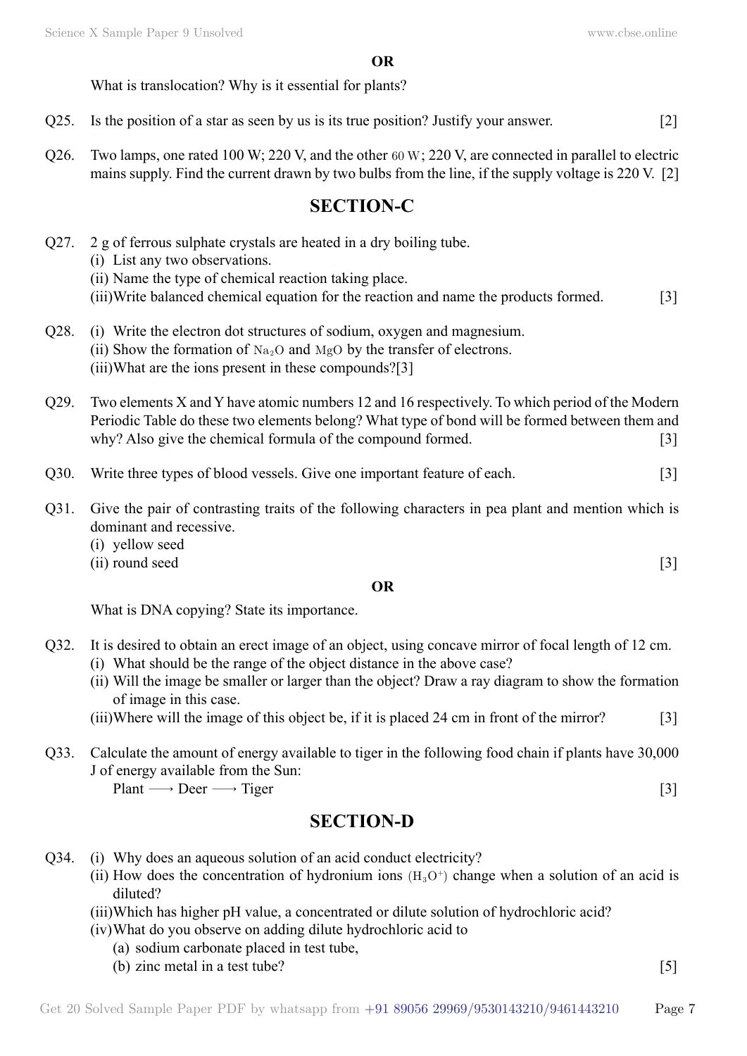**OR**

What is translocation? Why is it essential for plants?

Q25. Is the position of a star as seen by us is its true position? Justify your answer. [2]

Q26. Two lamps, one rated 100 W; 220 V, and the other 60 W; 220 V, are connected in parallel to electric mains supply. Find the current drawn by two bulbs from the line, if the supply voltage is 220 V. [2]

## SECTION-C

Q27. 2 g of ferrous sulphate crystals are heated in a dry boiling tube.
(i) List any two observations.
(ii) Name the type of chemical reaction taking place.
(iii) Write balanced chemical equation for the reaction and name the products formed. [3]

Q28. (i) Write the electron dot structures of sodium, oxygen and magnesium.
(ii) Show the formation of $Na_2O$ and $MgO$ by the transfer of electrons.
(iii) What are the ions present in these compounds?[3]

Q29. Two elements X and Y have atomic numbers 12 and 16 respectively. To which period of the Modern Periodic Table do these two elements belong? What type of bond will be formed between them and why? Also give the chemical formula of the compound formed. [3]

Q30. Write three types of blood vessels. Give one important feature of each. [3]

Q31. Give the pair of contrasting traits of the following characters in pea plant and mention which is dominant and recessive.
(i) yellow seed
(ii) round seed [3]

**OR**

What is DNA copying? State its importance.

Q32. It is desired to obtain an erect image of an object, using concave mirror of focal length of 12 cm.
(i) What should be the range of the object distance in the above case?
(ii) Will the image be smaller or larger than the object? Draw a ray diagram to show the formation of image in this case.
(iii) Where will the image of this object be, if it is placed 24 cm in front of the mirror? [3]

Q33. Calculate the amount of energy available to tiger in the following food chain if plants have 30,000 J of energy available from the Sun:

Plant $\longrightarrow$ Deer $\longrightarrow$ Tiger [3]

## SECTION-D

Q34. (i) Why does an aqueous solution of an acid conduct electricity?
(ii) How does the concentration of hydronium ions $(H_3O^+)$ change when a solution of an acid is diluted?
(iii) Which has higher pH value, a concentrated or dilute solution of hydrochloric acid?
(iv) What do you observe on adding dilute hydrochloric acid to
(a) sodium carbonate placed in test tube,
(b) zinc metal in a test tube? [5]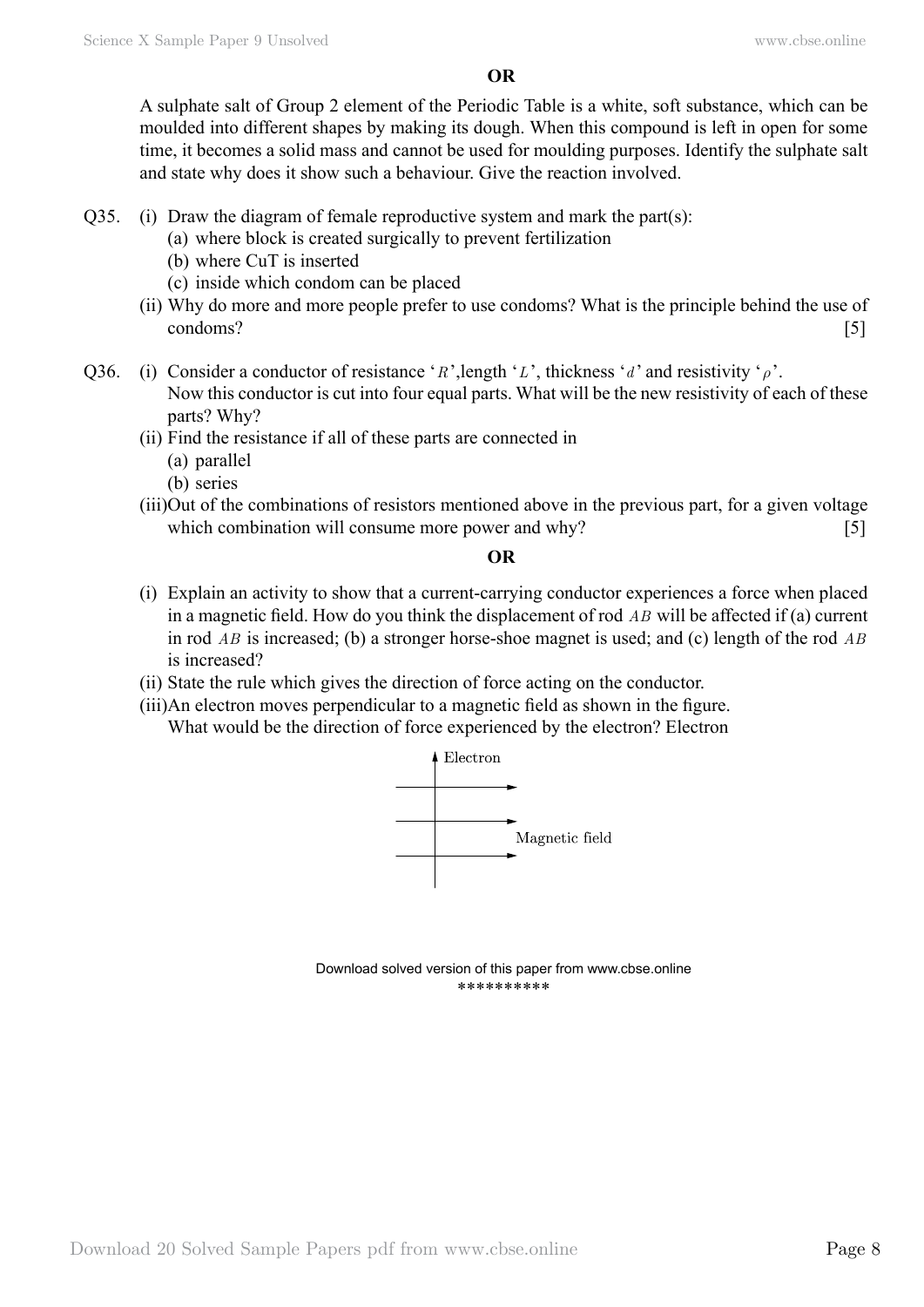**OR**

A sulphate salt of Group 2 element of the Periodic Table is a white, soft substance, which can be moulded into different shapes by making its dough. When this compound is left in open for some time, it becomes a solid mass and cannot be used for moulding purposes. Identify the sulphate salt and state why does it show such a behaviour. Give the reaction involved.

Q35. (i) Draw the diagram of female reproductive system and mark the part(s):

(a) where block is created surgically to prevent fertilization

(b) where CuT is inserted

(c) inside which condom can be placed

(ii) Why do more and more people prefer to use condoms? What is the principle behind the use of condoms? [5]

Q36. (i) Consider a conductor of resistance '$R$',length '$L$', thickness '$d$' and resistivity '$\rho$'. Now this conductor is cut into four equal parts. What will be the new resistivity of each of these parts? Why?

(ii) Find the resistance if all of these parts are connected in

(a) parallel

(b) series

(iii) Out of the combinations of resistors mentioned above in the previous part, for a given voltage which combination will consume more power and why? [5]

**OR**

(i) Explain an activity to show that a current-carrying conductor experiences a force when placed in a magnetic field. How do you think the displacement of rod $AB$ will be affected if (a) current in rod $AB$ is increased; (b) a stronger horse-shoe magnet is used; and (c) length of the rod $AB$ is increased?

(ii) State the rule which gives the direction of force acting on the conductor.

(iii) An electron moves perpendicular to a magnetic field as shown in the figure. What would be the direction of force experienced by the electron? Electron

Electron

Magnetic field

Download solved version of this paper from www.cbse.online

**********